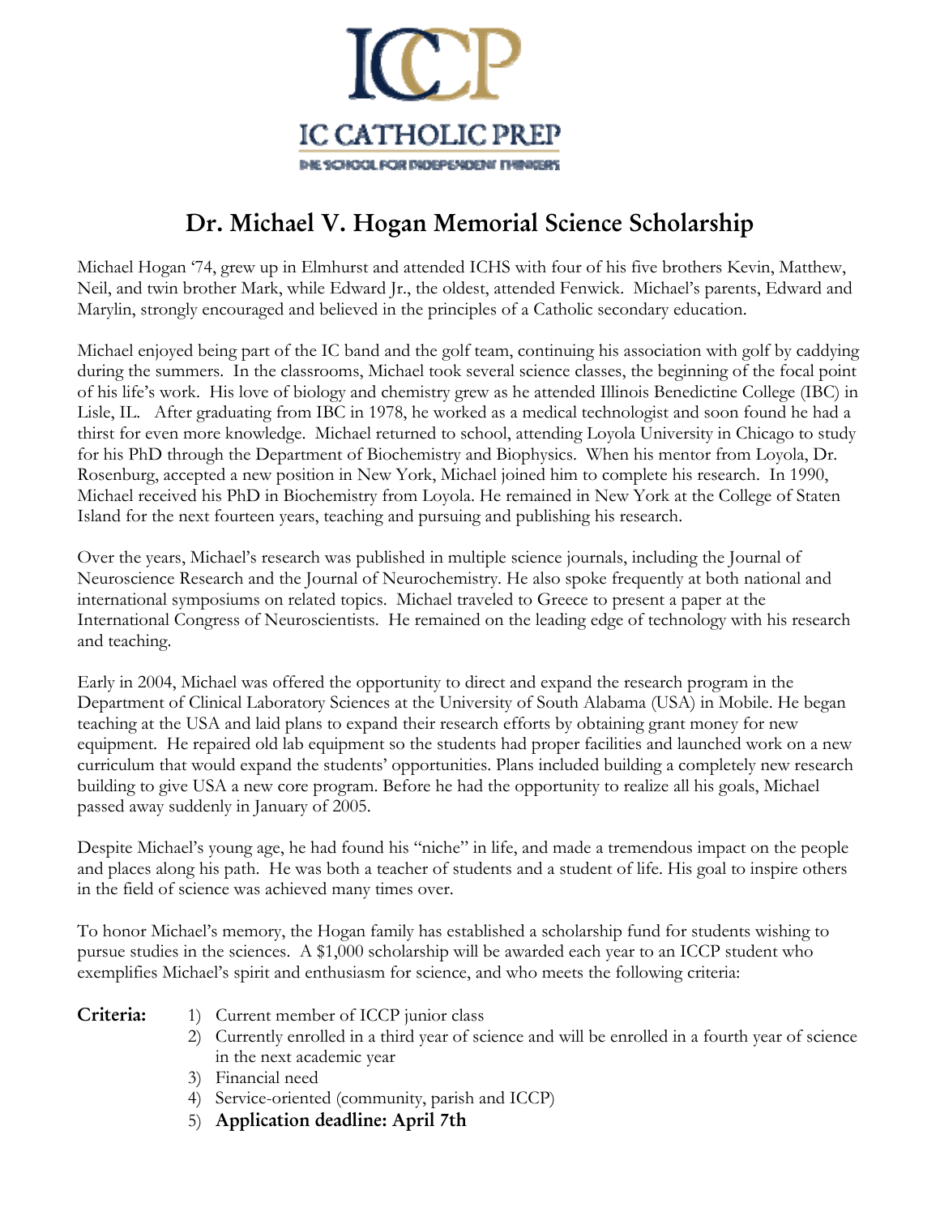ICCP

IC CATHOLIC PREP

THE SCHOOL FOR INDEPENDENT THINKERS

# Dr. Michael V. Hogan Memorial Science Scholarship

Michael Hogan '74, grew up in Elmhurst and attended ICHS with four of his five brothers Kevin, Matthew, Neil, and twin brother Mark, while Edward Jr., the oldest, attended Fenwick. Michael's parents, Edward and Marylin, strongly encouraged and believed in the principles of a Catholic secondary education.

Michael enjoyed being part of the IC band and the golf team, continuing his association with golf by caddying during the summers. In the classrooms, Michael took several science classes, the beginning of the focal point of his life's work. His love of biology and chemistry grew as he attended Illinois Benedictine College (IBC) in Lisle, IL. After graduating from IBC in 1978, he worked as a medical technologist and soon found he had a thirst for even more knowledge. Michael returned to school, attending Loyola University in Chicago to study for his PhD through the Department of Biochemistry and Biophysics. When his mentor from Loyola, Dr. Rosenburg, accepted a new position in New York, Michael joined him to complete his research. In 1990, Michael received his PhD in Biochemistry from Loyola. He remained in New York at the College of Staten Island for the next fourteen years, teaching and pursuing and publishing his research.

Over the years, Michael's research was published in multiple science journals, including the Journal of Neuroscience Research and the Journal of Neurochemistry. He also spoke frequently at both national and international symposiums on related topics. Michael traveled to Greece to present a paper at the International Congress of Neuroscientists. He remained on the leading edge of technology with his research and teaching.

Early in 2004, Michael was offered the opportunity to direct and expand the research program in the Department of Clinical Laboratory Sciences at the University of South Alabama (USA) in Mobile. He began teaching at the USA and laid plans to expand their research efforts by obtaining grant money for new equipment. He repaired old lab equipment so the students had proper facilities and launched work on a new curriculum that would expand the students' opportunities. Plans included building a completely new research building to give USA a new core program. Before he had the opportunity to realize all his goals, Michael passed away suddenly in January of 2005.

Despite Michael's young age, he had found his "niche" in life, and made a tremendous impact on the people and places along his path. He was both a teacher of students and a student of life. His goal to inspire others in the field of science was achieved many times over.

To honor Michael's memory, the Hogan family has established a scholarship fund for students wishing to pursue studies in the sciences. A $1,000 scholarship will be awarded each year to an ICCP student who exemplifies Michael's spirit and enthusiasm for science, and who meets the following criteria:

**Criteria:**

1) Current member of ICCP junior class
2) Currently enrolled in a third year of science and will be enrolled in a fourth year of science in the next academic year
3) Financial need
4) Service-oriented (community, parish and ICCP)
5) **Application deadline: April 7th**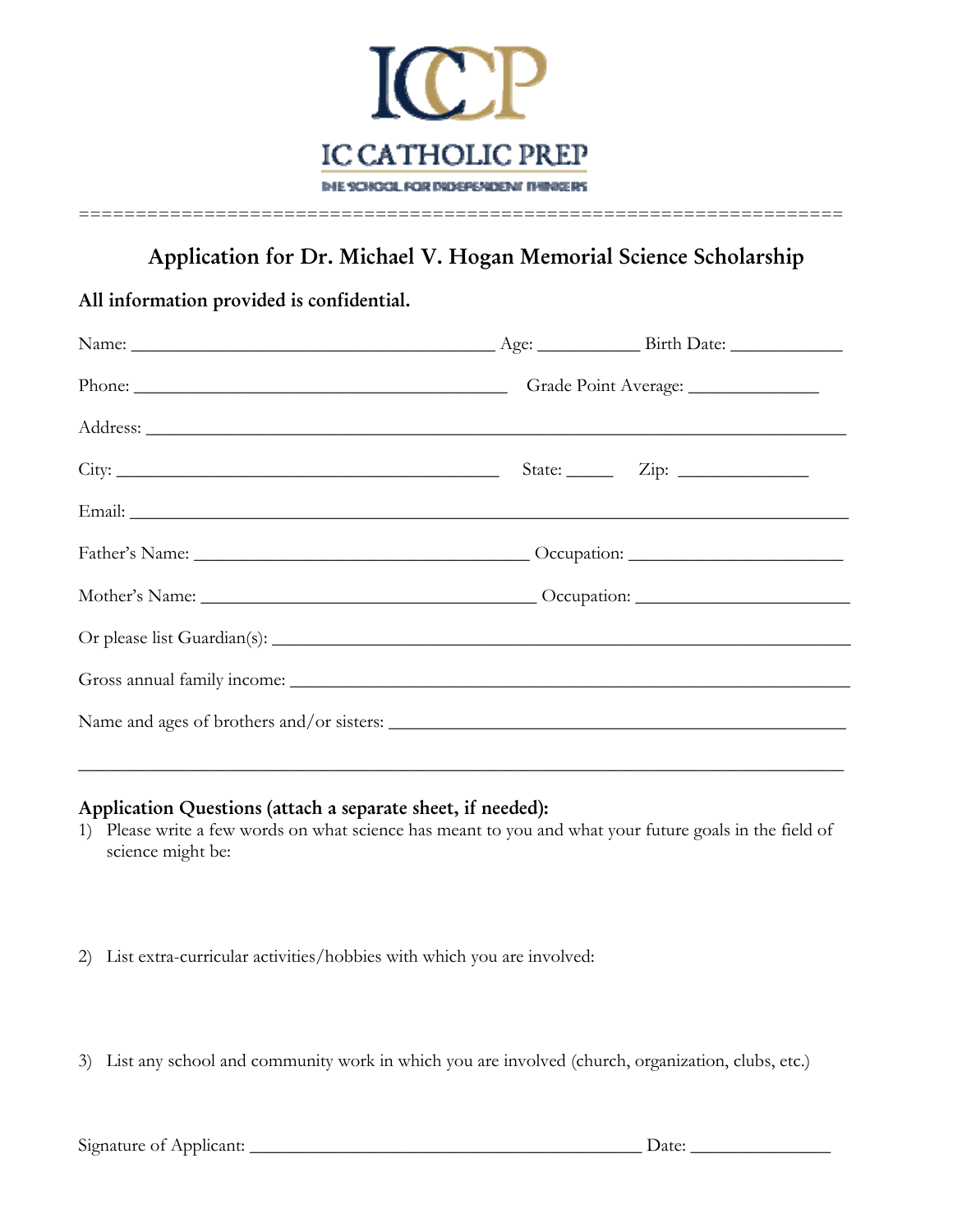ICCP

IC CATHOLIC PREP

THE SCHOOL FOR INDEPENDENT THINKERS

==================================================================

## Application for Dr. Michael V. Hogan Memorial Science Scholarship

**All information provided is confidential.**

Name: ________________________________________ Age: ___________ Birth Date: ____________

Phone: __________________________________________ Grade Point Average: ______________

Address: ______________________________________________________________________________

City: ___________________________________________ State: _____ Zip: ______________

Email: ________________________________________________________________________________

Father's Name: _____________________________________ Occupation: _______________________

Mother's Name: _____________________________________ Occupation: _______________________

Or please list Guardian(s): _______________________________________________________________

Gross annual family income: ______________________________________________________________

Name and ages of brothers and/or sisters: __________________________________________________

_______________________________________________________________________________________

**Application Questions (attach a separate sheet, if needed):**

1) Please write a few words on what science has meant to you and what your future goals in the field of science might be:

2) List extra-curricular activities/hobbies with which you are involved:

3) List any school and community work in which you are involved (church, organization, clubs, etc.)

Signature of Applicant: ____________________________________________ Date: _______________